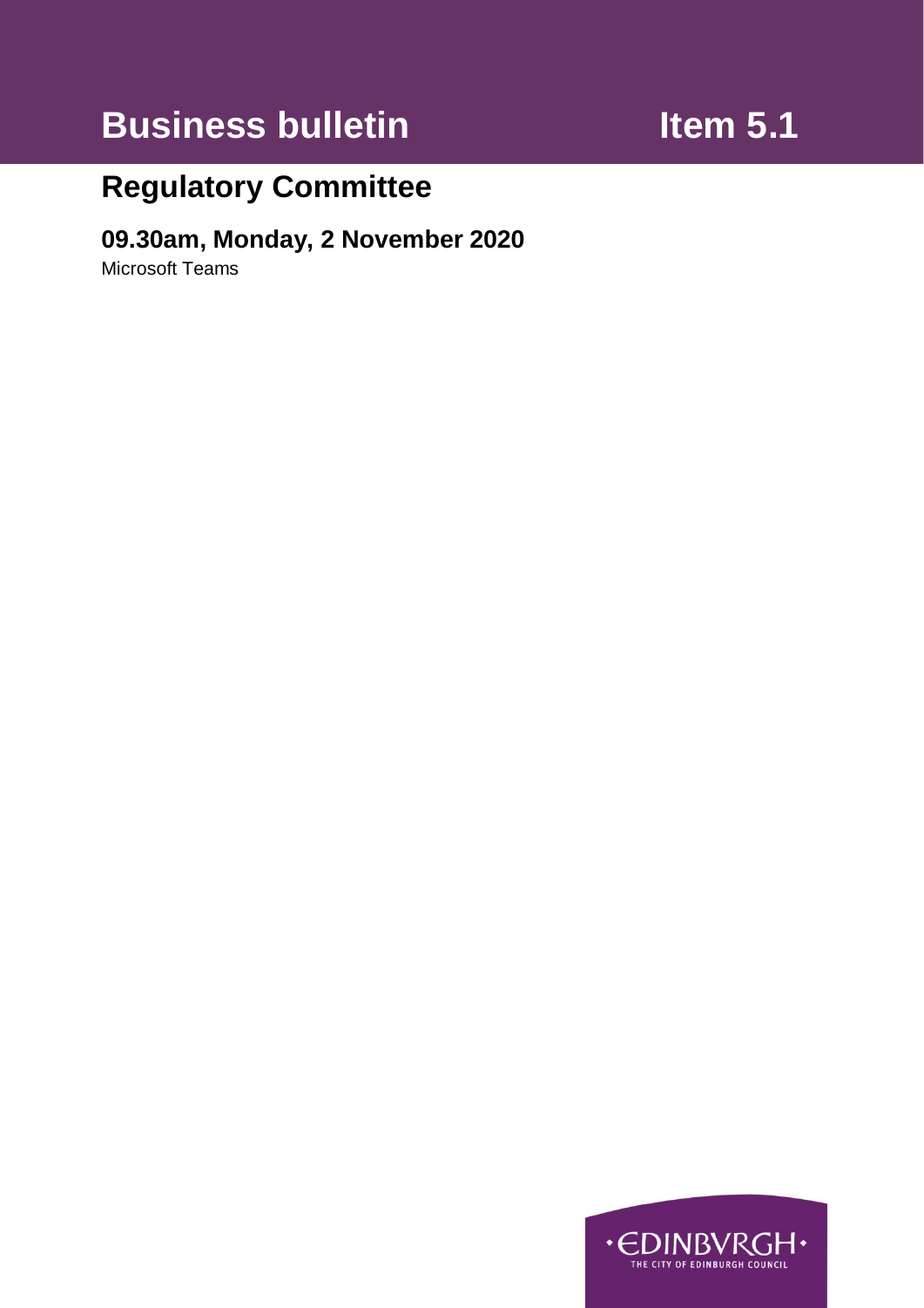# Business bulletin

# Item 5.1

## Regulatory Committee

### 09.30am, Monday, 2 November 2020

Microsoft Teams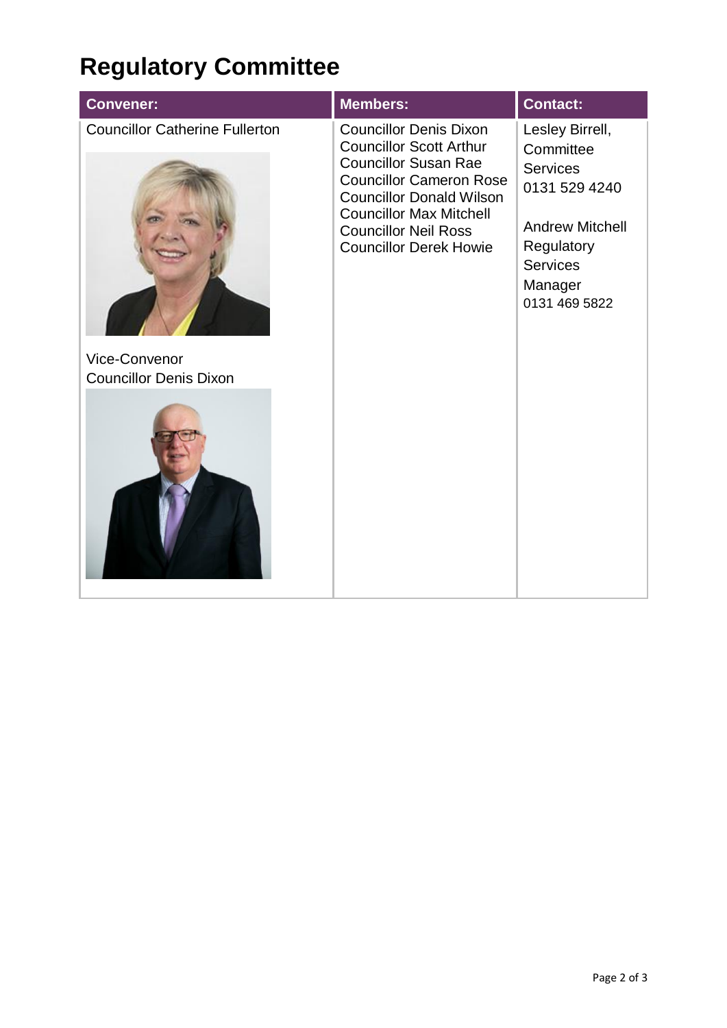# Regulatory Committee

| Convener: | Members: | Contact: |
| --- | --- | --- |
| Councillor Catherine Fullerton<br><br>Vice-Convenor<br>Councillor Denis Dixon | Councillor Denis Dixon<br>Councillor Scott Arthur<br>Councillor Susan Rae<br>Councillor Cameron Rose<br>Councillor Donald Wilson<br>Councillor Max Mitchell<br>Councillor Neil Ross<br>Councillor Derek Howie | Lesley Birrell, Committee Services<br>0131 529 4240<br><br>Andrew Mitchell<br>Regulatory Services Manager<br>0131 469 5822 |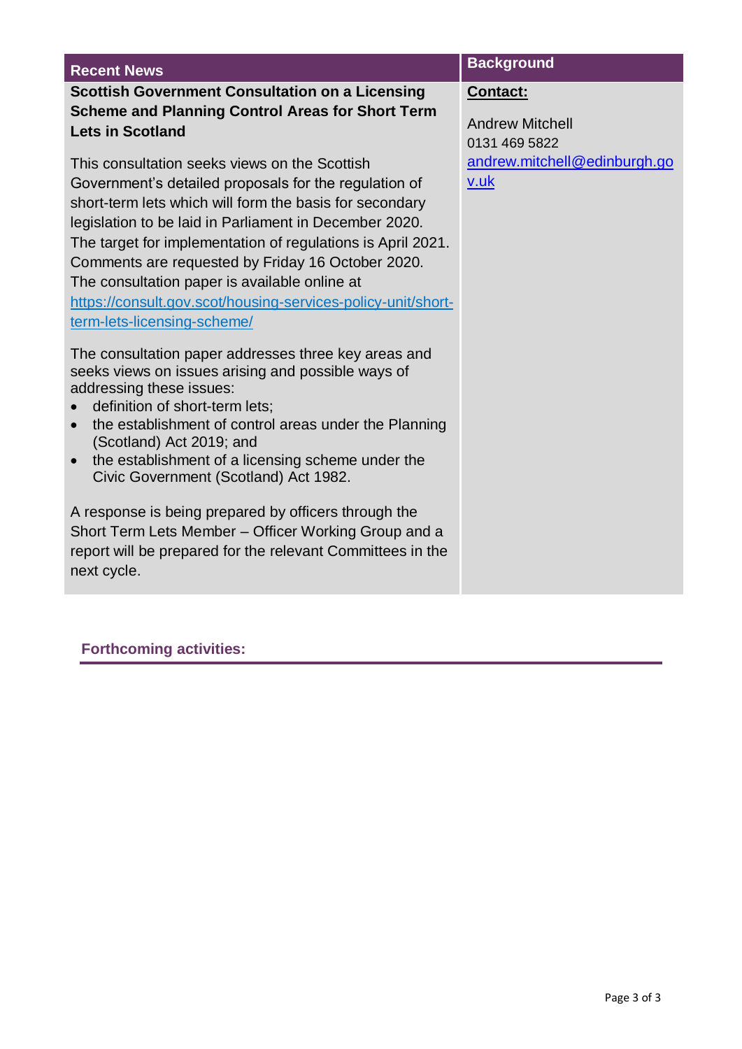## Recent News

**Scottish Government Consultation on a Licensing Scheme and Planning Control Areas for Short Term Lets in Scotland**

This consultation seeks views on the Scottish Government's detailed proposals for the regulation of short-term lets which will form the basis for secondary legislation to be laid in Parliament in December 2020. The target for implementation of regulations is April 2021. Comments are requested by Friday 16 October 2020. The consultation paper is available online at [https://consult.gov.scot/housing-services-policy-unit/short-term-lets-licensing-scheme/](https://consult.gov.scot/housing-services-policy-unit/short-term-lets-licensing-scheme/)

The consultation paper addresses three key areas and seeks views on issues arising and possible ways of addressing these issues:

- definition of short-term lets;
- the establishment of control areas under the Planning (Scotland) Act 2019; and
- the establishment of a licensing scheme under the Civic Government (Scotland) Act 1982.

A response is being prepared by officers through the Short Term Lets Member – Officer Working Group and a report will be prepared for the relevant Committees in the next cycle.

## Background

**Contact:**

Andrew Mitchell
0131 469 5822
[andrew.mitchell@edinburgh.gov.uk](mailto:andrew.mitchell@edinburgh.gov.uk)

## Forthcoming activities: